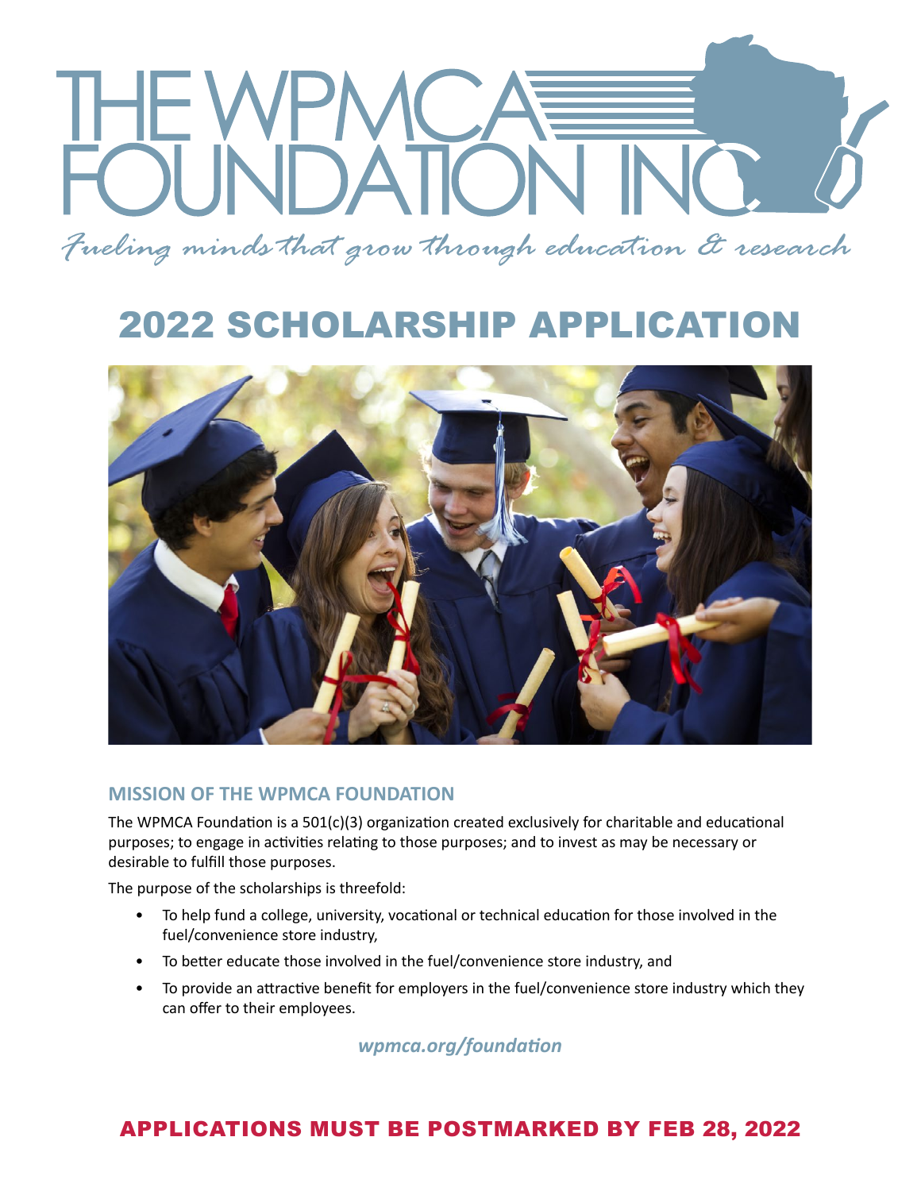# THE WPMCA FOUNDATION INC.

*Fueling minds that grow through education & research*

# 2022 SCHOLARSHIP APPLICATION

## MISSION OF THE WPMCA FOUNDATION

The WPMCA Foundation is a 501(c)(3) organization created exclusively for charitable and educational purposes; to engage in activities relating to those purposes; and to invest as may be necessary or desirable to fulfill those purposes.

The purpose of the scholarships is threefold:

- To help fund a college, university, vocational or technical education for those involved in the fuel/convenience store industry,
- To better educate those involved in the fuel/convenience store industry, and
- To provide an attractive benefit for employers in the fuel/convenience store industry which they can offer to their employees.

***wpmca.org/foundation***

## APPLICATIONS MUST BE POSTMARKED BY FEB 28, 2022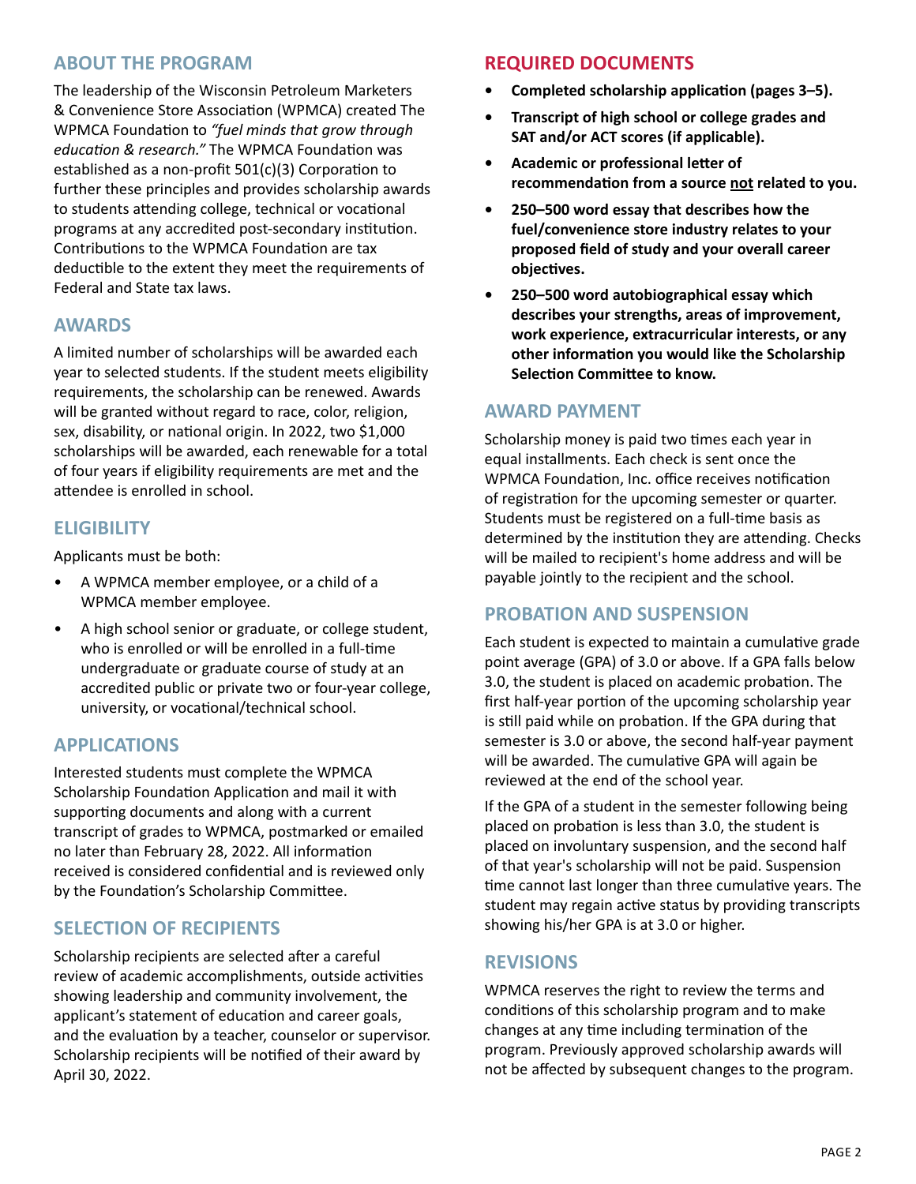## ABOUT THE PROGRAM

The leadership of the Wisconsin Petroleum Marketers & Convenience Store Association (WPMCA) created The WPMCA Foundation to *"fuel minds that grow through education & research."* The WPMCA Foundation was established as a non-profit 501(c)(3) Corporation to further these principles and provides scholarship awards to students attending college, technical or vocational programs at any accredited post-secondary institution. Contributions to the WPMCA Foundation are tax deductible to the extent they meet the requirements of Federal and State tax laws.

## AWARDS

A limited number of scholarships will be awarded each year to selected students. If the student meets eligibility requirements, the scholarship can be renewed. Awards will be granted without regard to race, color, religion, sex, disability, or national origin. In 2022, two $1,000 scholarships will be awarded, each renewable for a total of four years if eligibility requirements are met and the attendee is enrolled in school.

## ELIGIBILITY

Applicants must be both:

- A WPMCA member employee, or a child of a WPMCA member employee.
- A high school senior or graduate, or college student, who is enrolled or will be enrolled in a full-time undergraduate or graduate course of study at an accredited public or private two or four-year college, university, or vocational/technical school.

## APPLICATIONS

Interested students must complete the WPMCA Scholarship Foundation Application and mail it with supporting documents and along with a current transcript of grades to WPMCA, postmarked or emailed no later than February 28, 2022. All information received is considered confidential and is reviewed only by the Foundation's Scholarship Committee.

## SELECTION OF RECIPIENTS

Scholarship recipients are selected after a careful review of academic accomplishments, outside activities showing leadership and community involvement, the applicant's statement of education and career goals, and the evaluation by a teacher, counselor or supervisor. Scholarship recipients will be notified of their award by April 30, 2022.

## REQUIRED DOCUMENTS

- **Completed scholarship application (pages 3–5).**
- **Transcript of high school or college grades and SAT and/or ACT scores (if applicable).**
- **Academic or professional letter of recommendation from a source <u>not</u> related to you.**
- **250–500 word essay that describes how the fuel/convenience store industry relates to your proposed field of study and your overall career objectives.**
- **250–500 word autobiographical essay which describes your strengths, areas of improvement, work experience, extracurricular interests, or any other information you would like the Scholarship Selection Committee to know.**

## AWARD PAYMENT

Scholarship money is paid two times each year in equal installments. Each check is sent once the WPMCA Foundation, Inc. office receives notification of registration for the upcoming semester or quarter. Students must be registered on a full-time basis as determined by the institution they are attending. Checks will be mailed to recipient's home address and will be payable jointly to the recipient and the school.

## PROBATION AND SUSPENSION

Each student is expected to maintain a cumulative grade point average (GPA) of 3.0 or above. If a GPA falls below 3.0, the student is placed on academic probation. The first half-year portion of the upcoming scholarship year is still paid while on probation. If the GPA during that semester is 3.0 or above, the second half-year payment will be awarded. The cumulative GPA will again be reviewed at the end of the school year.

If the GPA of a student in the semester following being placed on probation is less than 3.0, the student is placed on involuntary suspension, and the second half of that year's scholarship will not be paid. Suspension time cannot last longer than three cumulative years. The student may regain active status by providing transcripts showing his/her GPA is at 3.0 or higher.

## REVISIONS

WPMCA reserves the right to review the terms and conditions of this scholarship program and to make changes at any time including termination of the program. Previously approved scholarship awards will not be affected by subsequent changes to the program.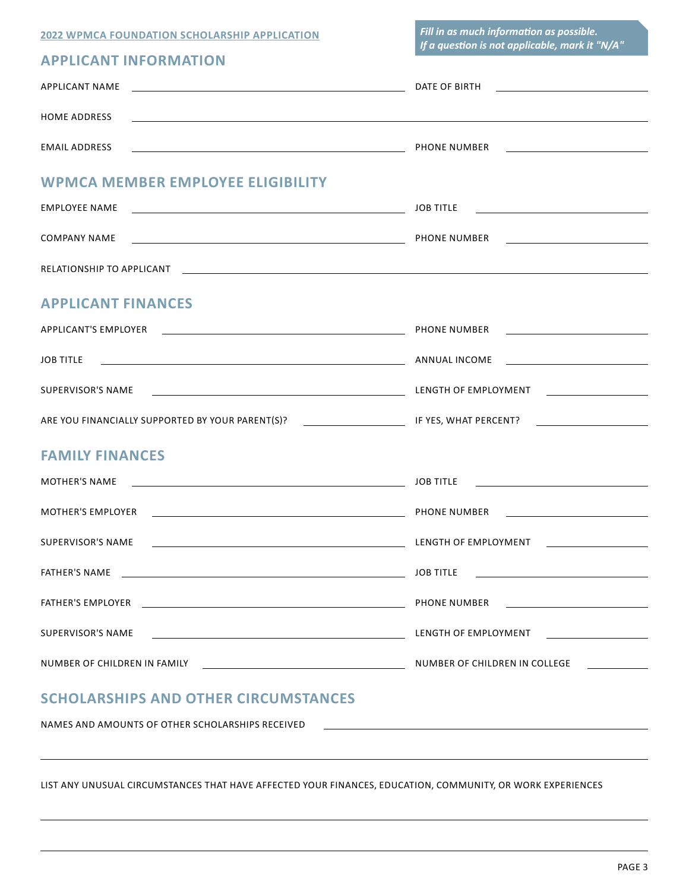**2022 WPMCA FOUNDATION SCHOLARSHIP APPLICATION**

***Fill in as much information as possible. If a question is not applicable, mark it "N/A"***

## APPLICANT INFORMATION

APPLICANT NAME \_\_\_\_\_\_\_\_\_\_\_\_\_\_\_\_\_\_\_\_\_\_\_\_ DATE OF BIRTH \_\_\_\_\_\_\_\_\_\_\_\_\_\_\_\_

HOME ADDRESS \_\_\_\_\_\_\_\_\_\_\_\_\_\_\_\_\_\_\_\_\_\_\_\_\_\_\_\_\_\_\_\_\_\_\_\_\_\_\_\_\_\_\_\_

EMAIL ADDRESS \_\_\_\_\_\_\_\_\_\_\_\_\_\_\_\_\_\_\_\_\_\_\_\_ PHONE NUMBER \_\_\_\_\_\_\_\_\_\_\_\_\_\_\_\_

## WPMCA MEMBER EMPLOYEE ELIGIBILITY

EMPLOYEE NAME \_\_\_\_\_\_\_\_\_\_\_\_\_\_\_\_\_\_\_\_\_\_\_\_ JOB TITLE \_\_\_\_\_\_\_\_\_\_\_\_\_\_\_\_

COMPANY NAME \_\_\_\_\_\_\_\_\_\_\_\_\_\_\_\_\_\_\_\_\_\_\_\_ PHONE NUMBER \_\_\_\_\_\_\_\_\_\_\_\_\_\_\_\_

RELATIONSHIP TO APPLICANT \_\_\_\_\_\_\_\_\_\_\_\_\_\_\_\_\_\_\_\_\_\_\_\_\_\_\_\_\_\_\_\_\_\_\_\_\_\_\_\_\_\_\_\_

## APPLICANT FINANCES

APPLICANT'S EMPLOYER \_\_\_\_\_\_\_\_\_\_\_\_\_\_\_\_\_\_\_\_\_\_\_\_ PHONE NUMBER \_\_\_\_\_\_\_\_\_\_\_\_\_\_\_\_

JOB TITLE \_\_\_\_\_\_\_\_\_\_\_\_\_\_\_\_\_\_\_\_\_\_\_\_ ANNUAL INCOME \_\_\_\_\_\_\_\_\_\_\_\_\_\_\_\_

SUPERVISOR'S NAME \_\_\_\_\_\_\_\_\_\_\_\_\_\_\_\_\_\_\_\_\_\_\_\_ LENGTH OF EMPLOYMENT \_\_\_\_\_\_\_\_\_\_\_\_\_\_\_\_

ARE YOU FINANCIALLY SUPPORTED BY YOUR PARENT(S)? \_\_\_\_\_\_\_\_\_\_\_\_ IF YES, WHAT PERCENT? \_\_\_\_\_\_\_\_\_\_\_\_\_\_\_\_

## FAMILY FINANCES

MOTHER'S NAME \_\_\_\_\_\_\_\_\_\_\_\_\_\_\_\_\_\_\_\_\_\_\_\_ JOB TITLE \_\_\_\_\_\_\_\_\_\_\_\_\_\_\_\_

MOTHER'S EMPLOYER \_\_\_\_\_\_\_\_\_\_\_\_\_\_\_\_\_\_\_\_\_\_\_\_ PHONE NUMBER \_\_\_\_\_\_\_\_\_\_\_\_\_\_\_\_

SUPERVISOR'S NAME \_\_\_\_\_\_\_\_\_\_\_\_\_\_\_\_\_\_\_\_\_\_\_\_ LENGTH OF EMPLOYMENT \_\_\_\_\_\_\_\_\_\_\_\_\_\_\_\_

FATHER'S NAME \_\_\_\_\_\_\_\_\_\_\_\_\_\_\_\_\_\_\_\_\_\_\_\_ JOB TITLE \_\_\_\_\_\_\_\_\_\_\_\_\_\_\_\_

FATHER'S EMPLOYER \_\_\_\_\_\_\_\_\_\_\_\_\_\_\_\_\_\_\_\_\_\_\_\_ PHONE NUMBER \_\_\_\_\_\_\_\_\_\_\_\_\_\_\_\_

SUPERVISOR'S NAME \_\_\_\_\_\_\_\_\_\_\_\_\_\_\_\_\_\_\_\_\_\_\_\_ LENGTH OF EMPLOYMENT \_\_\_\_\_\_\_\_\_\_\_\_\_\_\_\_

NUMBER OF CHILDREN IN FAMILY \_\_\_\_\_\_\_\_\_\_\_\_\_\_\_\_\_\_\_\_\_\_\_\_ NUMBER OF CHILDREN IN COLLEGE \_\_\_\_\_\_\_\_

## SCHOLARSHIPS AND OTHER CIRCUMSTANCES

NAMES AND AMOUNTS OF OTHER SCHOLARSHIPS RECEIVED \_\_\_\_\_\_\_\_\_\_\_\_\_\_\_\_\_\_\_\_\_\_\_\_

\_\_\_\_\_\_\_\_\_\_\_\_\_\_\_\_\_\_\_\_\_\_\_\_\_\_\_\_\_\_\_\_\_\_\_\_\_\_\_\_\_\_\_\_\_\_\_\_\_\_\_\_\_\_\_\_\_\_

LIST ANY UNUSUAL CIRCUMSTANCES THAT HAVE AFFECTED YOUR FINANCES, EDUCATION, COMMUNITY, OR WORK EXPERIENCES

\_\_\_\_\_\_\_\_\_\_\_\_\_\_\_\_\_\_\_\_\_\_\_\_\_\_\_\_\_\_\_\_\_\_\_\_\_\_\_\_\_\_\_\_\_\_\_\_\_\_\_\_\_\_\_\_\_\_

\_\_\_\_\_\_\_\_\_\_\_\_\_\_\_\_\_\_\_\_\_\_\_\_\_\_\_\_\_\_\_\_\_\_\_\_\_\_\_\_\_\_\_\_\_\_\_\_\_\_\_\_\_\_\_\_\_\_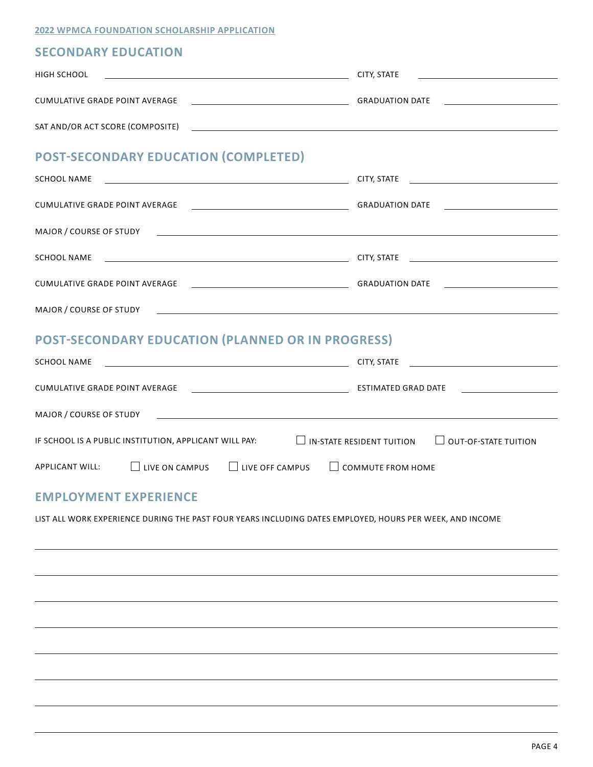## SECONDARY EDUCATION

HIGH SCHOOL ______________________ CITY, STATE ______________________

CUMULATIVE GRADE POINT AVERAGE ______________________ GRADUATION DATE ______________________

SAT AND/OR ACT SCORE (COMPOSITE) ______________________

## POST-SECONDARY EDUCATION (COMPLETED)

SCHOOL NAME ______________________ CITY, STATE ______________________

CUMULATIVE GRADE POINT AVERAGE ______________________ GRADUATION DATE ______________________

MAJOR / COURSE OF STUDY ______________________

SCHOOL NAME ______________________ CITY, STATE ______________________

CUMULATIVE GRADE POINT AVERAGE ______________________ GRADUATION DATE ______________________

MAJOR / COURSE OF STUDY ______________________

## POST-SECONDARY EDUCATION (PLANNED OR IN PROGRESS)

SCHOOL NAME ______________________ CITY, STATE ______________________

CUMULATIVE GRADE POINT AVERAGE ______________________ ESTIMATED GRAD DATE ______________________

MAJOR / COURSE OF STUDY ______________________

IF SCHOOL IS A PUBLIC INSTITUTION, APPLICANT WILL PAY: ☐ IN-STATE RESIDENT TUITION ☐ OUT-OF-STATE TUITION

APPLICANT WILL: ☐ LIVE ON CAMPUS ☐ LIVE OFF CAMPUS ☐ COMMUTE FROM HOME

## EMPLOYMENT EXPERIENCE

LIST ALL WORK EXPERIENCE DURING THE PAST FOUR YEARS INCLUDING DATES EMPLOYED, HOURS PER WEEK, AND INCOME

______________________

______________________

______________________

______________________

______________________

______________________

______________________

______________________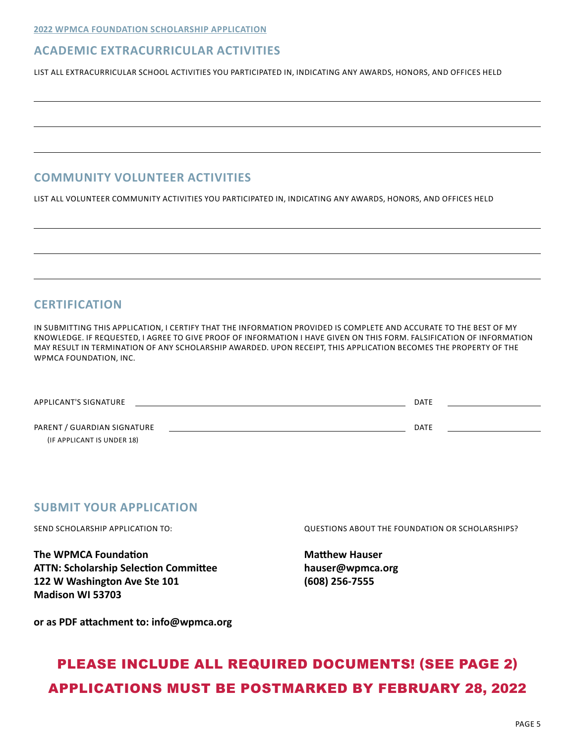## ACADEMIC EXTRACURRICULAR ACTIVITIES

LIST ALL EXTRACURRICULAR SCHOOL ACTIVITIES YOU PARTICIPATED IN, INDICATING ANY AWARDS, HONORS, AND OFFICES HELD

______________________________________________

______________________________________________

______________________________________________

## COMMUNITY VOLUNTEER ACTIVITIES

LIST ALL VOLUNTEER COMMUNITY ACTIVITIES YOU PARTICIPATED IN, INDICATING ANY AWARDS, HONORS, AND OFFICES HELD

______________________________________________

______________________________________________

______________________________________________

## CERTIFICATION

IN SUBMITTING THIS APPLICATION, I CERTIFY THAT THE INFORMATION PROVIDED IS COMPLETE AND ACCURATE TO THE BEST OF MY KNOWLEDGE. IF REQUESTED, I AGREE TO GIVE PROOF OF INFORMATION I HAVE GIVEN ON THIS FORM. FALSIFICATION OF INFORMATION MAY RESULT IN TERMINATION OF ANY SCHOLARSHIP AWARDED. UPON RECEIPT, THIS APPLICATION BECOMES THE PROPERTY OF THE WPMCA FOUNDATION, INC.

APPLICANT'S SIGNATURE ______________________________ DATE ____________

PARENT / GUARDIAN SIGNATURE ______________________________ DATE ____________
(IF APPLICANT IS UNDER 18)

## SUBMIT YOUR APPLICATION

SEND SCHOLARSHIP APPLICATION TO:

**The WPMCA Foundation**
**ATTN: Scholarship Selection Committee**
**122 W Washington Ave Ste 101**
**Madison WI 53703**

**or as PDF attachment to: info@wpmca.org**

QUESTIONS ABOUT THE FOUNDATION OR SCHOLARSHIPS?

**Matthew Hauser**
**hauser@wpmca.org**
**(608) 256-7555**

**PLEASE INCLUDE ALL REQUIRED DOCUMENTS! (SEE PAGE 2)**

**APPLICATIONS MUST BE POSTMARKED BY FEBRUARY 28, 2022**